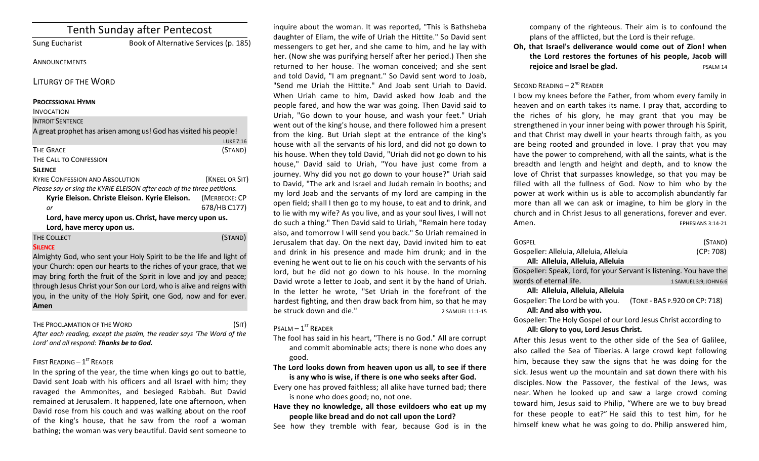# Tenth Sunday after Pentecost

Sung Eucharist — Book of Alternative Services (p. 185)

ANNOUNCEMENTS

## LITURGY OF THE WORD

**PROCESSIONAL HYMN**

INVOCATION

INTROIT SENTENCE

A great prophet has arisen among us! God has visited his people!
LUKE 7:16

THE GRACE (STAND)

THE CALL TO CONFESSION

**SILENCE**

KYRIE CONFESSION AND ABSOLUTION (KNEEL OR SIT)

*Please say or sing the KYRIE ELEISON after each of the three petitions.*

**Kyrie Eleison. Christe Eleison. Kyrie Eleison.** (MERBECKE: CP 678/HB C177)

*or*

**Lord, have mercy upon us. Christ, have mercy upon us. Lord, have mercy upon us.**

THE COLLECT (STAND)

**SILENCE**

Almighty God, who sent your Holy Spirit to be the life and light of your Church: open our hearts to the riches of your grace, that we may bring forth the fruit of the Spirit in love and joy and peace; through Jesus Christ your Son our Lord, who is alive and reigns with you, in the unity of the Holy Spirit, one God, now and for ever. **Amen**

THE PROCLAMATION OF THE WORD (SIT)

*After each reading, except the psalm, the reader says 'The Word of the Lord' and all respond:* ***Thanks be to God.***

FIRST READING – 1ST READER

In the spring of the year, the time when kings go out to battle, David sent Joab with his officers and all Israel with him; they ravaged the Ammonites, and besieged Rabbah. But David remained at Jerusalem. It happened, late one afternoon, when David rose from his couch and was walking about on the roof of the king's house, that he saw from the roof a woman bathing; the woman was very beautiful. David sent someone to inquire about the woman. It was reported, "This is Bathsheba daughter of Eliam, the wife of Uriah the Hittite." So David sent messengers to get her, and she came to him, and he lay with her. (Now she was purifying herself after her period.) Then she returned to her house. The woman conceived; and she sent and told David, "I am pregnant." So David sent word to Joab, "Send me Uriah the Hittite." And Joab sent Uriah to David. When Uriah came to him, David asked how Joab and the people fared, and how the war was going. Then David said to Uriah, "Go down to your house, and wash your feet." Uriah went out of the king's house, and there followed him a present from the king. But Uriah slept at the entrance of the king's house with all the servants of his lord, and did not go down to his house. When they told David, "Uriah did not go down to his house," David said to Uriah, "You have just come from a journey. Why did you not go down to your house?" Uriah said to David, "The ark and Israel and Judah remain in booths; and my lord Joab and the servants of my lord are camping in the open field; shall I then go to my house, to eat and to drink, and to lie with my wife? As you live, and as your soul lives, I will not do such a thing." Then David said to Uriah, "Remain here today also, and tomorrow I will send you back." So Uriah remained in Jerusalem that day. On the next day, David invited him to eat and drink in his presence and made him drunk; and in the evening he went out to lie on his couch with the servants of his lord, but he did not go down to his house. In the morning David wrote a letter to Joab, and sent it by the hand of Uriah. In the letter he wrote, "Set Uriah in the forefront of the hardest fighting, and then draw back from him, so that he may be struck down and die."
2 SAMUEL 11:1-15

PSALM – 1ST READER

The fool has said in his heart, "There is no God." All are corrupt and commit abominable acts; there is none who does any good.

**The Lord looks down from heaven upon us all, to see if there is any who is wise, if there is one who seeks after God.**

Every one has proved faithless; all alike have turned bad; there is none who does good; no, not one.

**Have they no knowledge, all those evildoers who eat up my people like bread and do not call upon the Lord?**

See how they tremble with fear, because God is in the company of the righteous. Their aim is to confound the plans of the afflicted, but the Lord is their refuge.

**Oh, that Israel's deliverance would come out of Zion! when the Lord restores the fortunes of his people, Jacob will rejoice and Israel be glad.**
PSALM 14

SECOND READING – 2ND READER

I bow my knees before the Father, from whom every family in heaven and on earth takes its name. I pray that, according to the riches of his glory, he may grant that you may be strengthened in your inner being with power through his Spirit, and that Christ may dwell in your hearts through faith, as you are being rooted and grounded in love. I pray that you may have the power to comprehend, with all the saints, what is the breadth and length and height and depth, and to know the love of Christ that surpasses knowledge, so that you may be filled with all the fullness of God. Now to him who by the power at work within us is able to accomplish abundantly far more than all we can ask or imagine, to him be glory in the church and in Christ Jesus to all generations, forever and ever. Amen.
EPHESIANS 3:14-21

GOSPEL (STAND)

Gospeller: Alleluia, Alleluia, Alleluia (CP: 708)

**All: Alleluia, Alleluia, Alleluia**

Gospeller: Speak, Lord, for your Servant is listening. You have the words of eternal life.
1 SAMUEL 3:9; JOHN 6:6

**All: Alleluia, Alleluia, Alleluia**

Gospeller: The Lord be with you. (TONE - BAS P.920 OR CP: 718)

**All: And also with you.**

Gospeller: The Holy Gospel of our Lord Jesus Christ according to

**All: Glory to you, Lord Jesus Christ.**

After this Jesus went to the other side of the Sea of Galilee, also called the Sea of Tiberias. A large crowd kept following him, because they saw the signs that he was doing for the sick. Jesus went up the mountain and sat down there with his disciples. Now the Passover, the festival of the Jews, was near. When he looked up and saw a large crowd coming toward him, Jesus said to Philip, "Where are we to buy bread for these people to eat?" He said this to test him, for he himself knew what he was going to do. Philip answered him,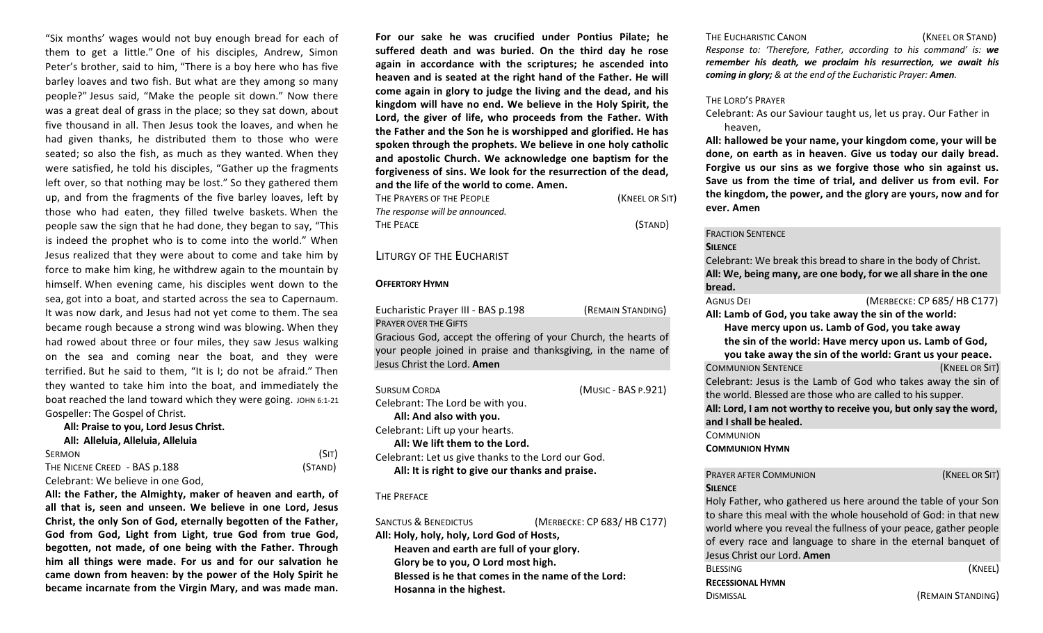"Six months' wages would not buy enough bread for each of them to get a little." One of his disciples, Andrew, Simon Peter's brother, said to him, "There is a boy here who has five barley loaves and two fish. But what are they among so many people?" Jesus said, "Make the people sit down." Now there was a great deal of grass in the place; so they sat down, about five thousand in all. Then Jesus took the loaves, and when he had given thanks, he distributed them to those who were seated; so also the fish, as much as they wanted. When they were satisfied, he told his disciples, "Gather up the fragments left over, so that nothing may be lost." So they gathered them up, and from the fragments of the five barley loaves, left by those who had eaten, they filled twelve baskets. When the people saw the sign that he had done, they began to say, "This is indeed the prophet who is to come into the world." When Jesus realized that they were about to come and take him by force to make him king, he withdrew again to the mountain by himself. When evening came, his disciples went down to the sea, got into a boat, and started across the sea to Capernaum. It was now dark, and Jesus had not yet come to them. The sea became rough because a strong wind was blowing. When they had rowed about three or four miles, they saw Jesus walking on the sea and coming near the boat, and they were terrified. But he said to them, "It is I; do not be afraid." Then they wanted to take him into the boat, and immediately the boat reached the land toward which they were going. JOHN 6:1-21

Gospeller: The Gospel of Christ.

**All: Praise to you, Lord Jesus Christ.**

**All: Alleluia, Alleluia, Alleluia**

SERMON (SIT)

THE NICENE CREED - BAS p.188 (STAND)

Celebrant: We believe in one God,

**All: the Father, the Almighty, maker of heaven and earth, of all that is, seen and unseen. We believe in one Lord, Jesus Christ, the only Son of God, eternally begotten of the Father, God from God, Light from Light, true God from true God, begotten, not made, of one being with the Father. Through him all things were made. For us and for our salvation he came down from heaven: by the power of the Holy Spirit he became incarnate from the Virgin Mary, and was made man. For our sake he was crucified under Pontius Pilate; he suffered death and was buried. On the third day he rose again in accordance with the scriptures; he ascended into heaven and is seated at the right hand of the Father. He will come again in glory to judge the living and the dead, and his kingdom will have no end. We believe in the Holy Spirit, the Lord, the giver of life, who proceeds from the Father. With the Father and the Son he is worshipped and glorified. He has spoken through the prophets. We believe in one holy catholic and apostolic Church. We acknowledge one baptism for the forgiveness of sins. We look for the resurrection of the dead, and the life of the world to come. Amen.**

THE PRAYERS OF THE PEOPLE (KNEEL OR SIT)

*The response will be announced.*

THE PEACE (STAND)

## LITURGY OF THE EUCHARIST

**OFFERTORY HYMN**

Eucharistic Prayer III - BAS p.198 (REMAIN STANDING)

PRAYER OVER THE GIFTS

Gracious God, accept the offering of your Church, the hearts of your people joined in praise and thanksgiving, in the name of Jesus Christ the Lord. **Amen**

SURSUM CORDA (MUSIC - BAS P.921)

Celebrant: The Lord be with you.

**All: And also with you.**

Celebrant: Lift up your hearts.

**All: We lift them to the Lord.**

Celebrant: Let us give thanks to the Lord our God.

**All: It is right to give our thanks and praise.**

THE PREFACE

SANCTUS & BENEDICTUS (MERBECKE: CP 683/ HB C177)

**All: Holy, holy, holy, Lord God of Hosts,**
**Heaven and earth are full of your glory.**
**Glory be to you, O Lord most high.**
**Blessed is he that comes in the name of the Lord:**
**Hosanna in the highest.**

THE EUCHARISTIC CANON (KNEEL OR STAND)

*Response to: 'Therefore, Father, according to his command' is:* ***we remember his death, we proclaim his resurrection, we await his coming in glory;*** *& at the end of the Eucharistic Prayer:* ***Amen.***

THE LORD'S PRAYER

Celebrant: As our Saviour taught us, let us pray. Our Father in heaven,

**All: hallowed be your name, your kingdom come, your will be done, on earth as in heaven. Give us today our daily bread. Forgive us our sins as we forgive those who sin against us. Save us from the time of trial, and deliver us from evil. For the kingdom, the power, and the glory are yours, now and for ever. Amen**

FRACTION SENTENCE

**SILENCE**

Celebrant: We break this bread to share in the body of Christ.

**All: We, being many, are one body, for we all share in the one bread.**

AGNUS DEI (MERBECKE: CP 685/ HB C177)

**All: Lamb of God, you take away the sin of the world:**
**Have mercy upon us. Lamb of God, you take away**
**the sin of the world: Have mercy upon us. Lamb of God,**
**you take away the sin of the world: Grant us your peace.**

COMMUNION SENTENCE (KNEEL OR SIT)

Celebrant: Jesus is the Lamb of God who takes away the sin of the world. Blessed are those who are called to his supper.

**All: Lord, I am not worthy to receive you, but only say the word, and I shall be healed.**

COMMUNION

**COMMUNION HYMN**

PRAYER AFTER COMMUNION (KNEEL OR SIT)

**SILENCE**

Holy Father, who gathered us here around the table of your Son to share this meal with the whole household of God: in that new world where you reveal the fullness of your peace, gather people of every race and language to share in the eternal banquet of Jesus Christ our Lord. **Amen**

BLESSING (KNEEL)

**RECESSIONAL HYMN**

DISMISSAL (REMAIN STANDING)